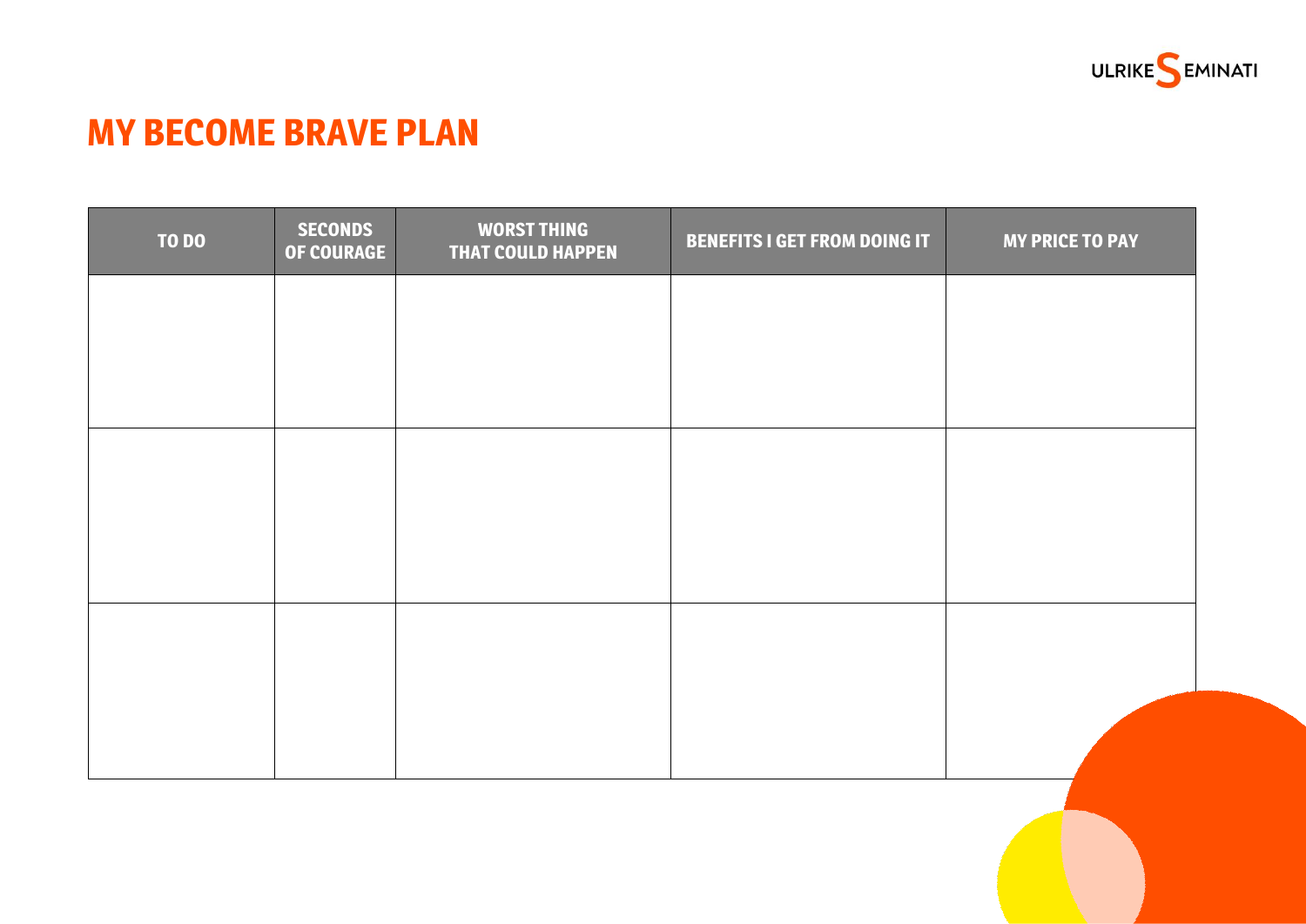# MY BECOME BRAVE PLAN

| TO DO | SECONDS OF COURAGE | WORST THING THAT COULD HAPPEN | BENEFITS I GET FROM DOING IT | MY PRICE TO PAY |
| --- | --- | --- | --- | --- |
| | | | | |
| | | | | |
| | | | | |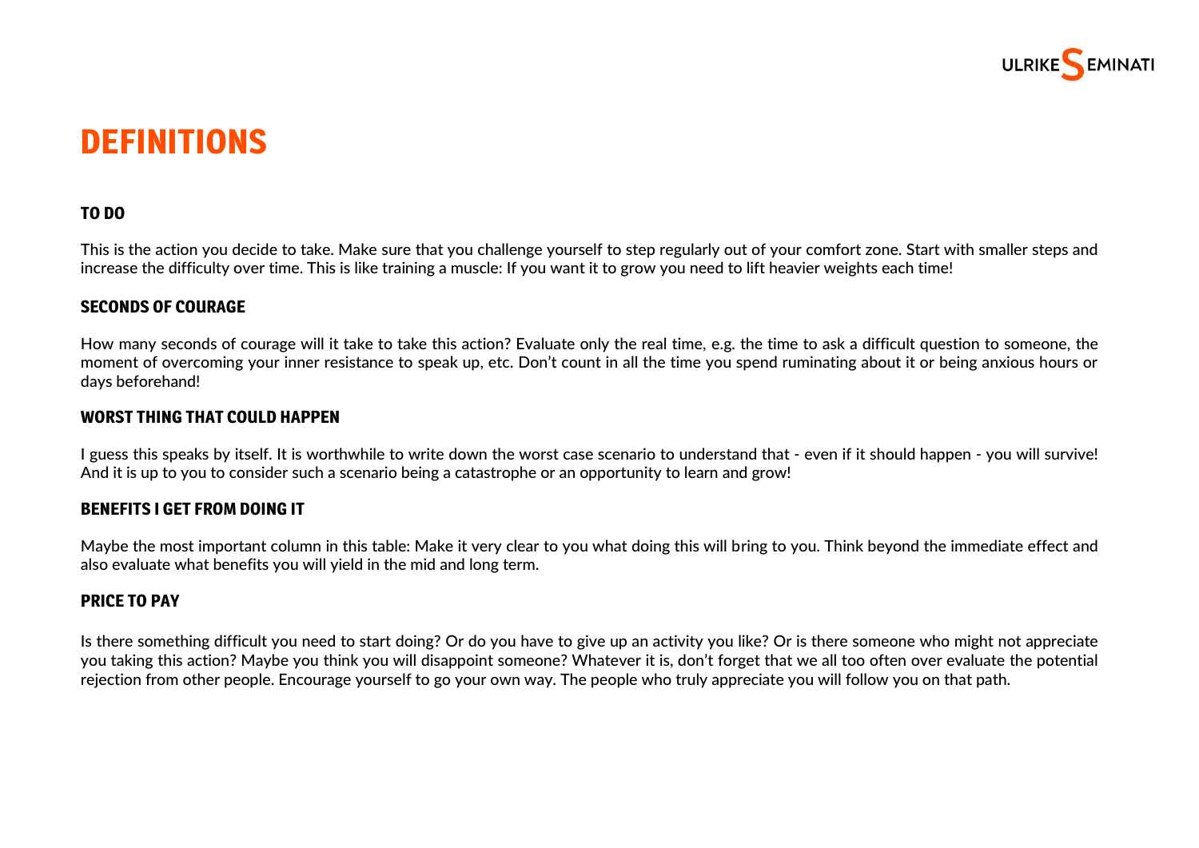# DEFINITIONS

### TO DO

This is the action you decide to take. Make sure that you challenge yourself to step regularly out of your comfort zone. Start with smaller steps and increase the difficulty over time. This is like training a muscle: If you want it to grow you need to lift heavier weights each time!

### SECONDS OF COURAGE

How many seconds of courage will it take to take this action? Evaluate only the real time, e.g. the time to ask a difficult question to someone, the moment of overcoming your inner resistance to speak up, etc. Don't count in all the time you spend ruminating about it or being anxious hours or days beforehand!

### WORST THING THAT COULD HAPPEN

I guess this speaks by itself. It is worthwhile to write down the worst case scenario to understand that - even if it should happen - you will survive! And it is up to you to consider such a scenario being a catastrophe or an opportunity to learn and grow!

### BENEFITS I GET FROM DOING IT

Maybe the most important column in this table: Make it very clear to you what doing this will bring to you. Think beyond the immediate effect and also evaluate what benefits you will yield in the mid and long term.

### PRICE TO PAY

Is there something difficult you need to start doing? Or do you have to give up an activity you like? Or is there someone who might not appreciate you taking this action? Maybe you think you will disappoint someone? Whatever it is, don't forget that we all too often over evaluate the potential rejection from other people. Encourage yourself to go your own way. The people who truly appreciate you will follow you on that path.